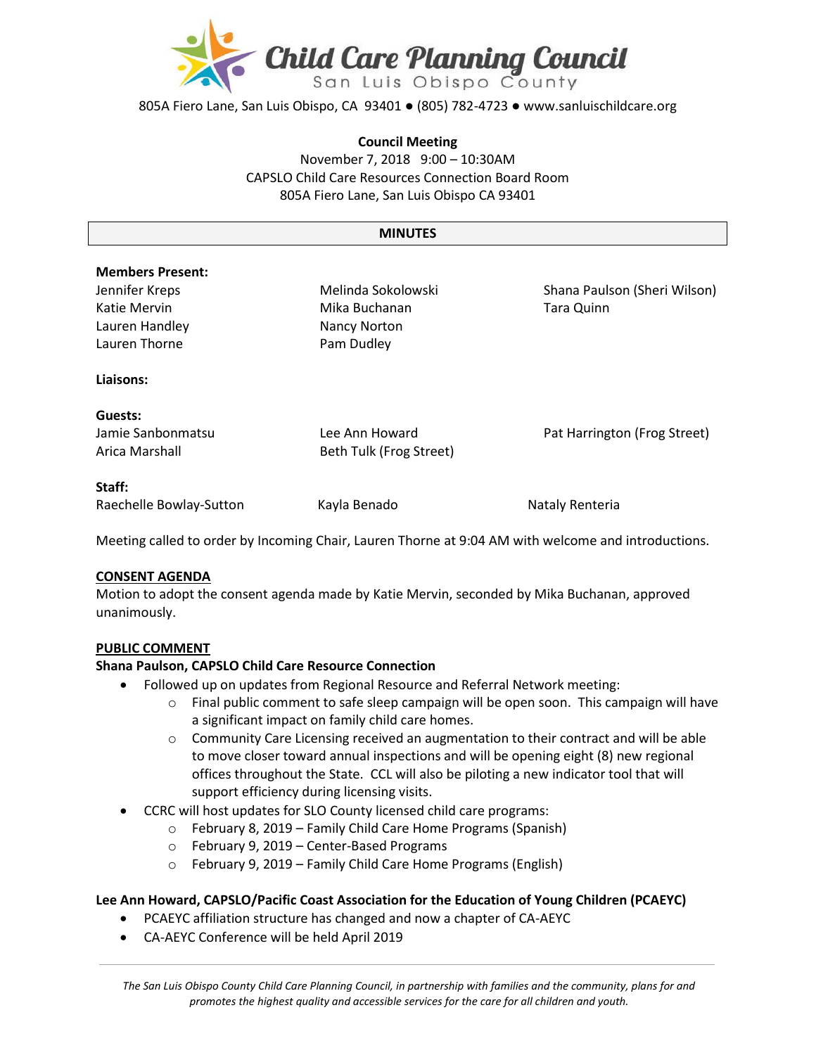# Child Care Planning Council
San Luis Obispo County

805A Fiero Lane, San Luis Obispo, CA 93401 ● (805) 782-4723 ● www.sanluischildcare.org

**Council Meeting**
November 7, 2018 9:00 – 10:30AM
CAPSLO Child Care Resources Connection Board Room
805A Fiero Lane, San Luis Obispo CA 93401

## MINUTES

**Members Present:**

| | | |
|---|---|---|
| Jennifer Kreps | Melinda Sokolowski | Shana Paulson (Sheri Wilson) |
| Katie Mervin | Mika Buchanan | Tara Quinn |
| Lauren Handley | Nancy Norton | |
| Lauren Thorne | Pam Dudley | |

**Liaisons:**

**Guests:**

| | | |
|---|---|---|
| Jamie Sanbonmatsu | Lee Ann Howard | Pat Harrington (Frog Street) |
| Arica Marshall | Beth Tulk (Frog Street) | |

**Staff:**

| | | |
|---|---|---|
| Raechelle Bowlay-Sutton | Kayla Benado | Nataly Renteria |

Meeting called to order by Incoming Chair, Lauren Thorne at 9:04 AM with welcome and introductions.

**CONSENT AGENDA**

Motion to adopt the consent agenda made by Katie Mervin, seconded by Mika Buchanan, approved unanimously.

**PUBLIC COMMENT**

**Shana Paulson, CAPSLO Child Care Resource Connection**

- Followed up on updates from Regional Resource and Referral Network meeting:
  - Final public comment to safe sleep campaign will be open soon. This campaign will have a significant impact on family child care homes.
  - Community Care Licensing received an augmentation to their contract and will be able to move closer toward annual inspections and will be opening eight (8) new regional offices throughout the State. CCL will also be piloting a new indicator tool that will support efficiency during licensing visits.
- CCRC will host updates for SLO County licensed child care programs:
  - February 8, 2019 – Family Child Care Home Programs (Spanish)
  - February 9, 2019 – Center-Based Programs
  - February 9, 2019 – Family Child Care Home Programs (English)

**Lee Ann Howard, CAPSLO/Pacific Coast Association for the Education of Young Children (PCAEYC)**

- PCAEYC affiliation structure has changed and now a chapter of CA-AEYC
- CA-AEYC Conference will be held April 2019

*The San Luis Obispo County Child Care Planning Council, in partnership with families and the community, plans for and promotes the highest quality and accessible services for the care for all children and youth.*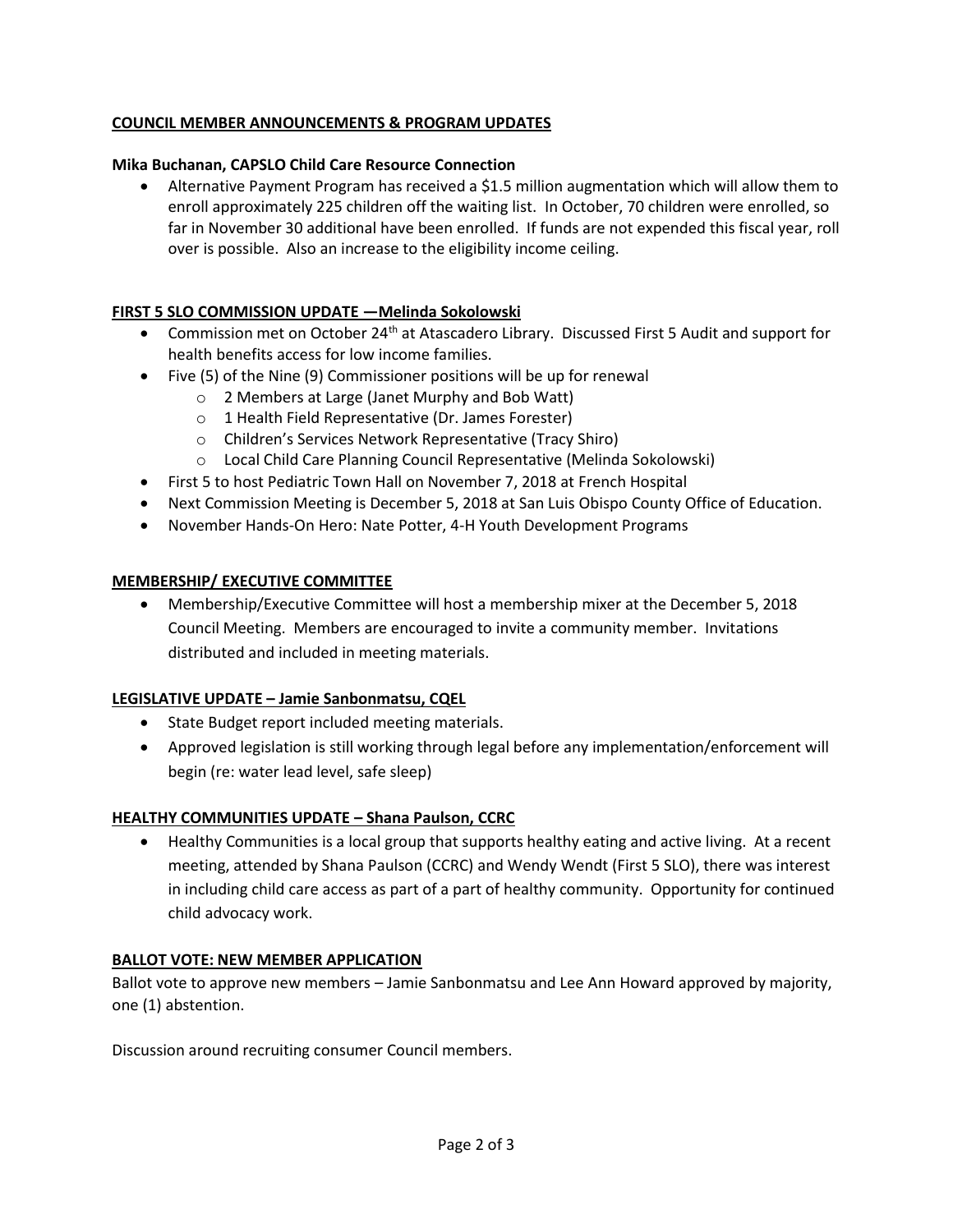## COUNCIL MEMBER ANNOUNCEMENTS & PROGRAM UPDATES

**Mika Buchanan, CAPSLO Child Care Resource Connection**

- Alternative Payment Program has received a $1.5 million augmentation which will allow them to enroll approximately 225 children off the waiting list. In October, 70 children were enrolled, so far in November 30 additional have been enrolled. If funds are not expended this fiscal year, roll over is possible. Also an increase to the eligibility income ceiling.

## FIRST 5 SLO COMMISSION UPDATE —Melinda Sokolowski

- Commission met on October 24th at Atascadero Library. Discussed First 5 Audit and support for health benefits access for low income families.
- Five (5) of the Nine (9) Commissioner positions will be up for renewal
  - 2 Members at Large (Janet Murphy and Bob Watt)
  - 1 Health Field Representative (Dr. James Forester)
  - Children's Services Network Representative (Tracy Shiro)
  - Local Child Care Planning Council Representative (Melinda Sokolowski)
- First 5 to host Pediatric Town Hall on November 7, 2018 at French Hospital
- Next Commission Meeting is December 5, 2018 at San Luis Obispo County Office of Education.
- November Hands-On Hero: Nate Potter, 4-H Youth Development Programs

## MEMBERSHIP/ EXECUTIVE COMMITTEE

- Membership/Executive Committee will host a membership mixer at the December 5, 2018 Council Meeting. Members are encouraged to invite a community member. Invitations distributed and included in meeting materials.

## LEGISLATIVE UPDATE – Jamie Sanbonmatsu, CQEL

- State Budget report included meeting materials.
- Approved legislation is still working through legal before any implementation/enforcement will begin (re: water lead level, safe sleep)

## HEALTHY COMMUNITIES UPDATE – Shana Paulson, CCRC

- Healthy Communities is a local group that supports healthy eating and active living. At a recent meeting, attended by Shana Paulson (CCRC) and Wendy Wendt (First 5 SLO), there was interest in including child care access as part of a part of healthy community. Opportunity for continued child advocacy work.

## BALLOT VOTE: NEW MEMBER APPLICATION

Ballot vote to approve new members – Jamie Sanbonmatsu and Lee Ann Howard approved by majority, one (1) abstention.

Discussion around recruiting consumer Council members.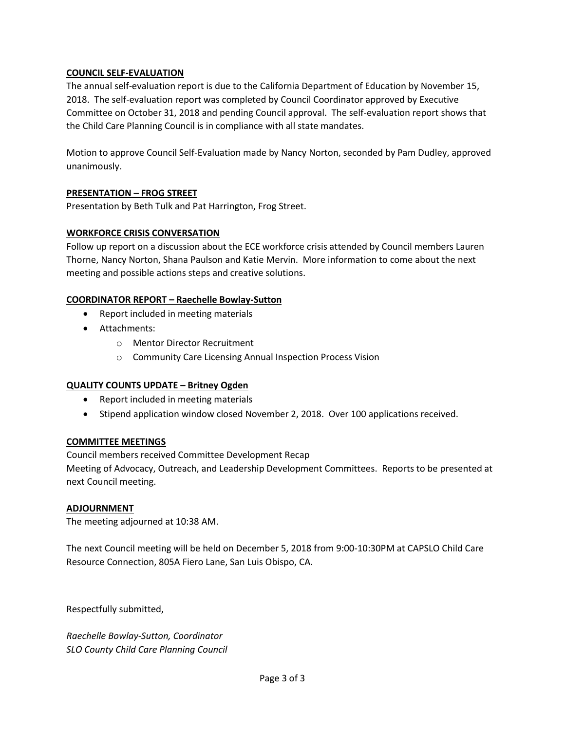**COUNCIL SELF-EVALUATION**

The annual self-evaluation report is due to the California Department of Education by November 15, 2018. The self-evaluation report was completed by Council Coordinator approved by Executive Committee on October 31, 2018 and pending Council approval. The self-evaluation report shows that the Child Care Planning Council is in compliance with all state mandates.

Motion to approve Council Self-Evaluation made by Nancy Norton, seconded by Pam Dudley, approved unanimously.

**PRESENTATION – FROG STREET**

Presentation by Beth Tulk and Pat Harrington, Frog Street.

**WORKFORCE CRISIS CONVERSATION**

Follow up report on a discussion about the ECE workforce crisis attended by Council members Lauren Thorne, Nancy Norton, Shana Paulson and Katie Mervin. More information to come about the next meeting and possible actions steps and creative solutions.

**COORDINATOR REPORT – Raechelle Bowlay-Sutton**

- Report included in meeting materials
- Attachments:
  - Mentor Director Recruitment
  - Community Care Licensing Annual Inspection Process Vision

**QUALITY COUNTS UPDATE – Britney Ogden**

- Report included in meeting materials
- Stipend application window closed November 2, 2018. Over 100 applications received.

**COMMITTEE MEETINGS**

Council members received Committee Development Recap
Meeting of Advocacy, Outreach, and Leadership Development Committees. Reports to be presented at next Council meeting.

**ADJOURNMENT**

The meeting adjourned at 10:38 AM.

The next Council meeting will be held on December 5, 2018 from 9:00-10:30PM at CAPSLO Child Care Resource Connection, 805A Fiero Lane, San Luis Obispo, CA.

Respectfully submitted,

*Raechelle Bowlay-Sutton, Coordinator*
*SLO County Child Care Planning Council*